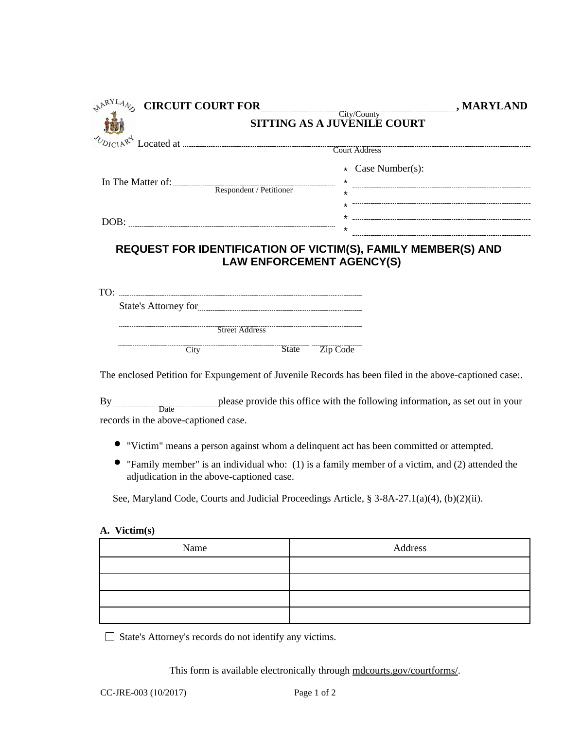**CIRCUIT COURT FOR** ............................................ **, MARYLAND**
City/County

**SITTING AS A JUVENILE COURT**

Located at ............................................................................
Court Address

In The Matter of: ............................................
Respondent / Petitioner

DOB: ............................................

Case Number(s):
............................................
............................................
............................................
............................................

## REQUEST FOR IDENTIFICATION OF VICTIM(S), FAMILY MEMBER(S) AND LAW ENFORCEMENT AGENCY(S)

TO: ............................................

State's Attorney for ............................................

............................................
Street Address

............................................ City ...... State ...... Zip Code

The enclosed Petition for Expungement of Juvenile Records has been filed in the above-captioned case:.

By ............................ (Date) please provide this office with the following information, as set out in your records in the above-captioned case.

- "Victim" means a person against whom a delinquent act has been committed or attempted.
- "Family member" is an individual who: (1) is a family member of a victim, and (2) attended the adjudication in the above-captioned case.

See, Maryland Code, Courts and Judicial Proceedings Article, § 3-8A-27.1(a)(4), (b)(2)(ii).

**A. Victim(s)**

| Name | Address |
|---|---|
| | |
| | |
| | |
| | |

☐ State's Attorney's records do not identify any victims.

This form is available electronically through mdcourts.gov/courtforms/.

CC-JRE-003 (10/2017)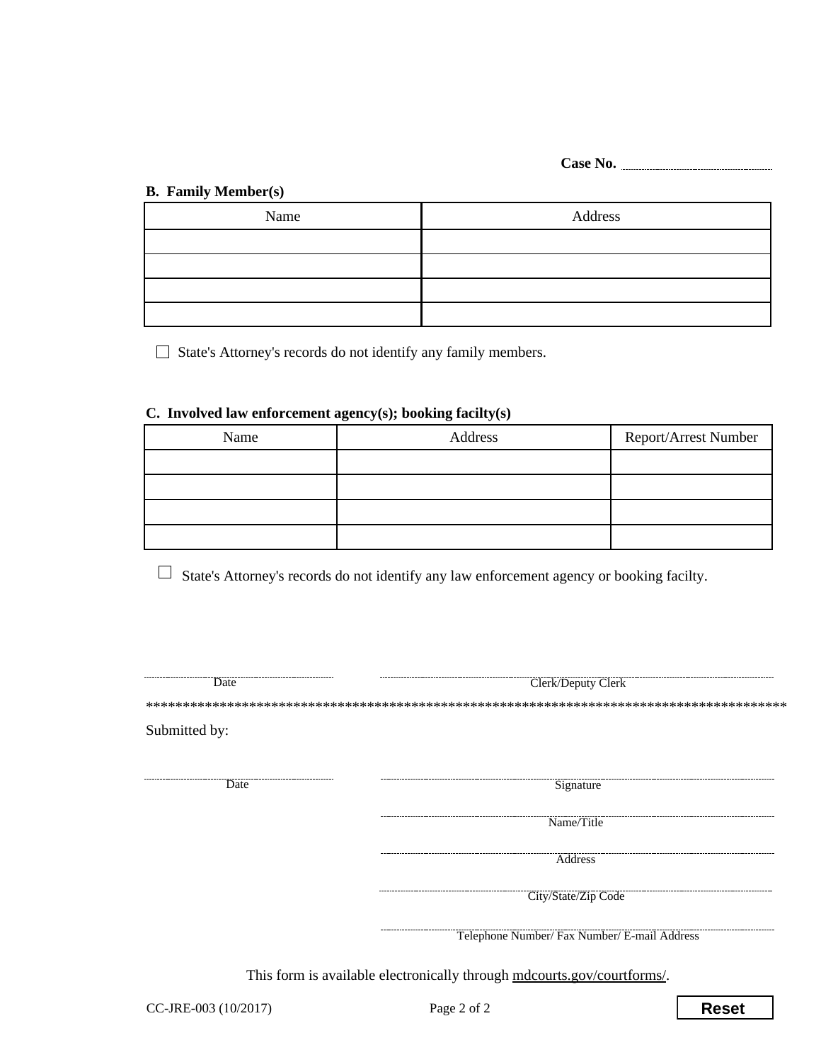Case No. ____________

**B. Family Member(s)**

| Name | Address |
| --- | --- |
| | |
| | |
| | |
| | |

☐ State's Attorney's records do not identify any family members.

**C. Involved law enforcement agency(s); booking facilty(s)**

| Name | Address | Report/Arrest Number |
| --- | --- | --- |
| | | |
| | | |
| | | |
| | | |

☐ State's Attorney's records do not identify any law enforcement agency or booking facilty.

____________________ Date

____________________ Clerk/Deputy Clerk

*****************************************************************************************

Submitted by:

____________________ Date

____________________ Signature

____________________ Name/Title

____________________ Address

____________________ City/State/Zip Code

____________________ Telephone Number/ Fax Number/ E-mail Address

This form is available electronically through mdcourts.gov/courtforms/.

CC-JRE-003 (10/2017)

Reset